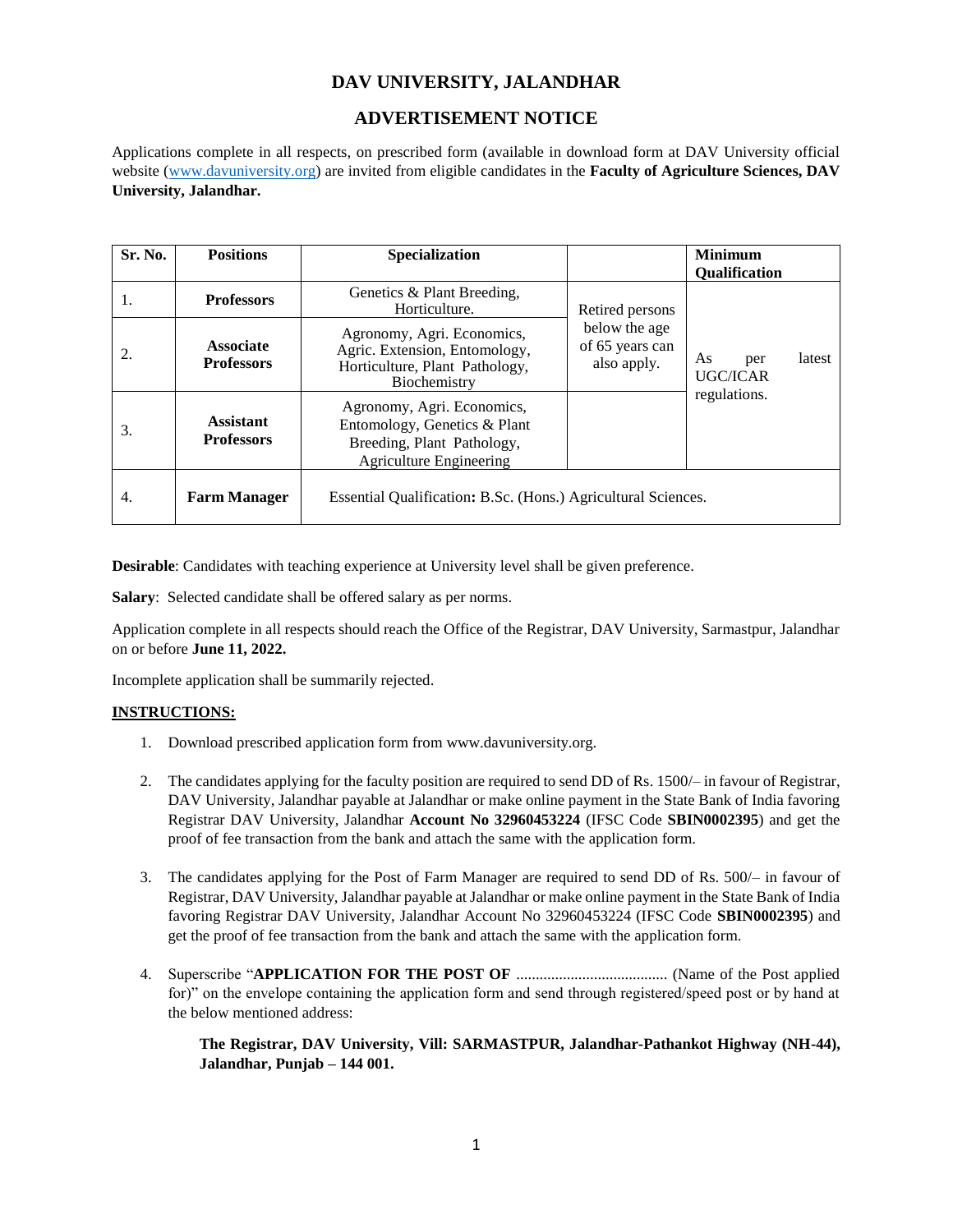# DAV UNIVERSITY, JALANDHAR

## ADVERTISEMENT NOTICE

Applications complete in all respects, on prescribed form (available in download form at DAV University official website (www.davuniversity.org) are invited from eligible candidates in the **Faculty of Agriculture Sciences, DAV University, Jalandhar.**

| Sr. No. | Positions | Specialization | | Minimum Qualification |
|---|---|---|---|---|
| 1. | **Professors** | Genetics & Plant Breeding, Horticulture. | Retired persons below the age of 65 years can also apply. | As per latest UGC/ICAR regulations. |
| 2. | **Associate Professors** | Agronomy, Agri. Economics, Agric. Extension, Entomology, Horticulture, Plant Pathology, Biochemistry | | |
| 3. | **Assistant Professors** | Agronomy, Agri. Economics, Entomology, Genetics & Plant Breeding, Plant Pathology, Agriculture Engineering | | |
| 4. | **Farm Manager** | Essential Qualification**:** B.Sc. (Hons.) Agricultural Sciences. | | |

**Desirable**: Candidates with teaching experience at University level shall be given preference.

**Salary**: Selected candidate shall be offered salary as per norms.

Application complete in all respects should reach the Office of the Registrar, DAV University, Sarmastpur, Jalandhar on or before **June 11, 2022.**

Incomplete application shall be summarily rejected.

**INSTRUCTIONS:**

1. Download prescribed application form from www.davuniversity.org.
2. The candidates applying for the faculty position are required to send DD of Rs. 1500/– in favour of Registrar, DAV University, Jalandhar payable at Jalandhar or make online payment in the State Bank of India favoring Registrar DAV University, Jalandhar **Account No 32960453224** (IFSC Code **SBIN0002395**) and get the proof of fee transaction from the bank and attach the same with the application form.
3. The candidates applying for the Post of Farm Manager are required to send DD of Rs. 500/– in favour of Registrar, DAV University, Jalandhar payable at Jalandhar or make online payment in the State Bank of India favoring Registrar DAV University, Jalandhar Account No 32960453224 (IFSC Code **SBIN0002395**) and get the proof of fee transaction from the bank and attach the same with the application form.
4. Superscribe "**APPLICATION FOR THE POST OF** ....................................... (Name of the Post applied for)" on the envelope containing the application form and send through registered/speed post or by hand at the below mentioned address:

   **The Registrar, DAV University, Vill: SARMASTPUR, Jalandhar-Pathankot Highway (NH-44), Jalandhar, Punjab – 144 001.**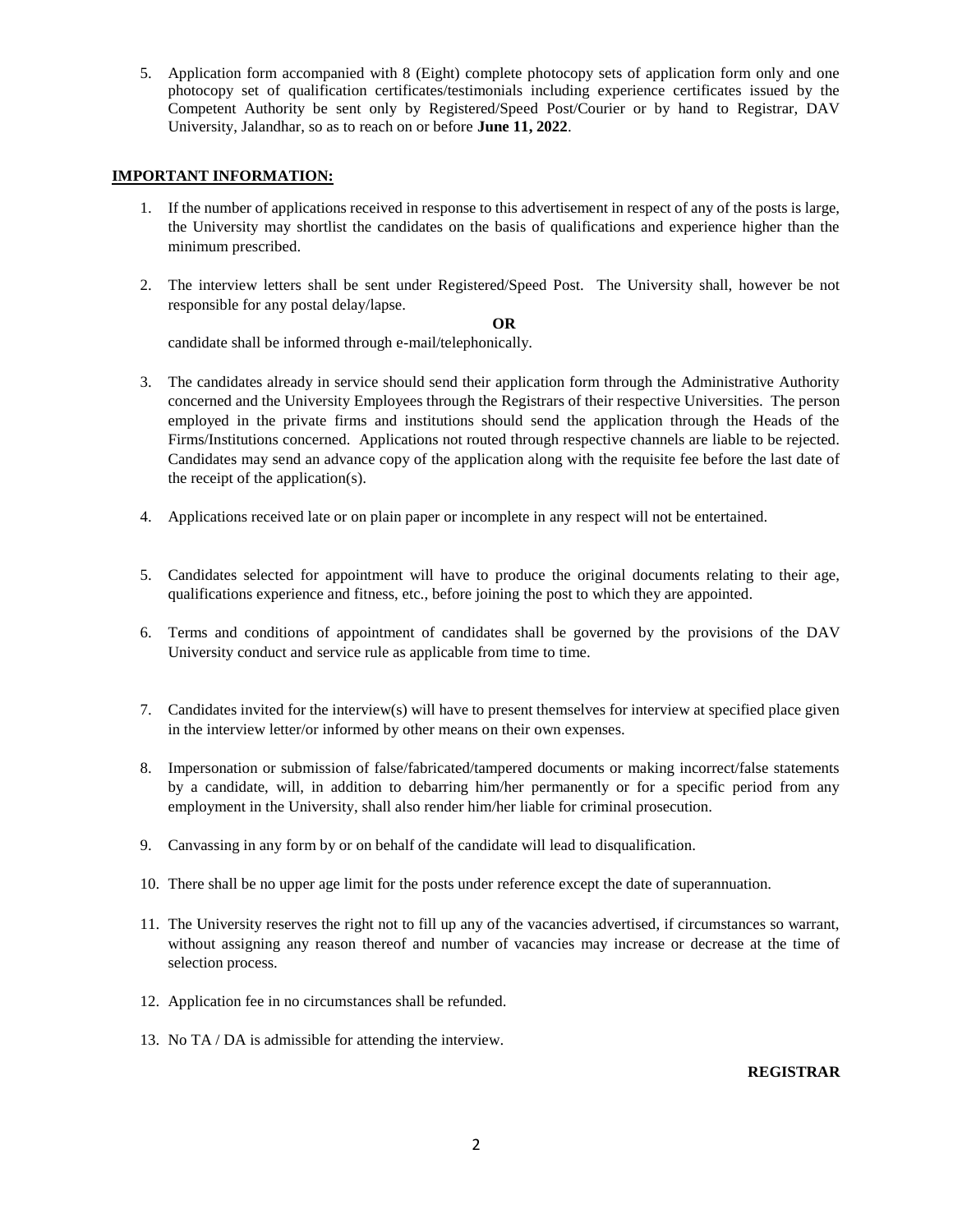5. Application form accompanied with 8 (Eight) complete photocopy sets of application form only and one photocopy set of qualification certificates/testimonials including experience certificates issued by the Competent Authority be sent only by Registered/Speed Post/Courier or by hand to Registrar, DAV University, Jalandhar, so as to reach on or before **June 11, 2022**.

**IMPORTANT INFORMATION:**

1. If the number of applications received in response to this advertisement in respect of any of the posts is large, the University may shortlist the candidates on the basis of qualifications and experience higher than the minimum prescribed.

2. The interview letters shall be sent under Registered/Speed Post. The University shall, however be not responsible for any postal delay/lapse.

   **OR**

   candidate shall be informed through e-mail/telephonically.

3. The candidates already in service should send their application form through the Administrative Authority concerned and the University Employees through the Registrars of their respective Universities. The person employed in the private firms and institutions should send the application through the Heads of the Firms/Institutions concerned. Applications not routed through respective channels are liable to be rejected. Candidates may send an advance copy of the application along with the requisite fee before the last date of the receipt of the application(s).

4. Applications received late or on plain paper or incomplete in any respect will not be entertained.

5. Candidates selected for appointment will have to produce the original documents relating to their age, qualifications experience and fitness, etc., before joining the post to which they are appointed.

6. Terms and conditions of appointment of candidates shall be governed by the provisions of the DAV University conduct and service rule as applicable from time to time.

7. Candidates invited for the interview(s) will have to present themselves for interview at specified place given in the interview letter/or informed by other means on their own expenses.

8. Impersonation or submission of false/fabricated/tampered documents or making incorrect/false statements by a candidate, will, in addition to debarring him/her permanently or for a specific period from any employment in the University, shall also render him/her liable for criminal prosecution.

9. Canvassing in any form by or on behalf of the candidate will lead to disqualification.

10. There shall be no upper age limit for the posts under reference except the date of superannuation.

11. The University reserves the right not to fill up any of the vacancies advertised, if circumstances so warrant, without assigning any reason thereof and number of vacancies may increase or decrease at the time of selection process.

12. Application fee in no circumstances shall be refunded.

13. No TA / DA is admissible for attending the interview.

**REGISTRAR**